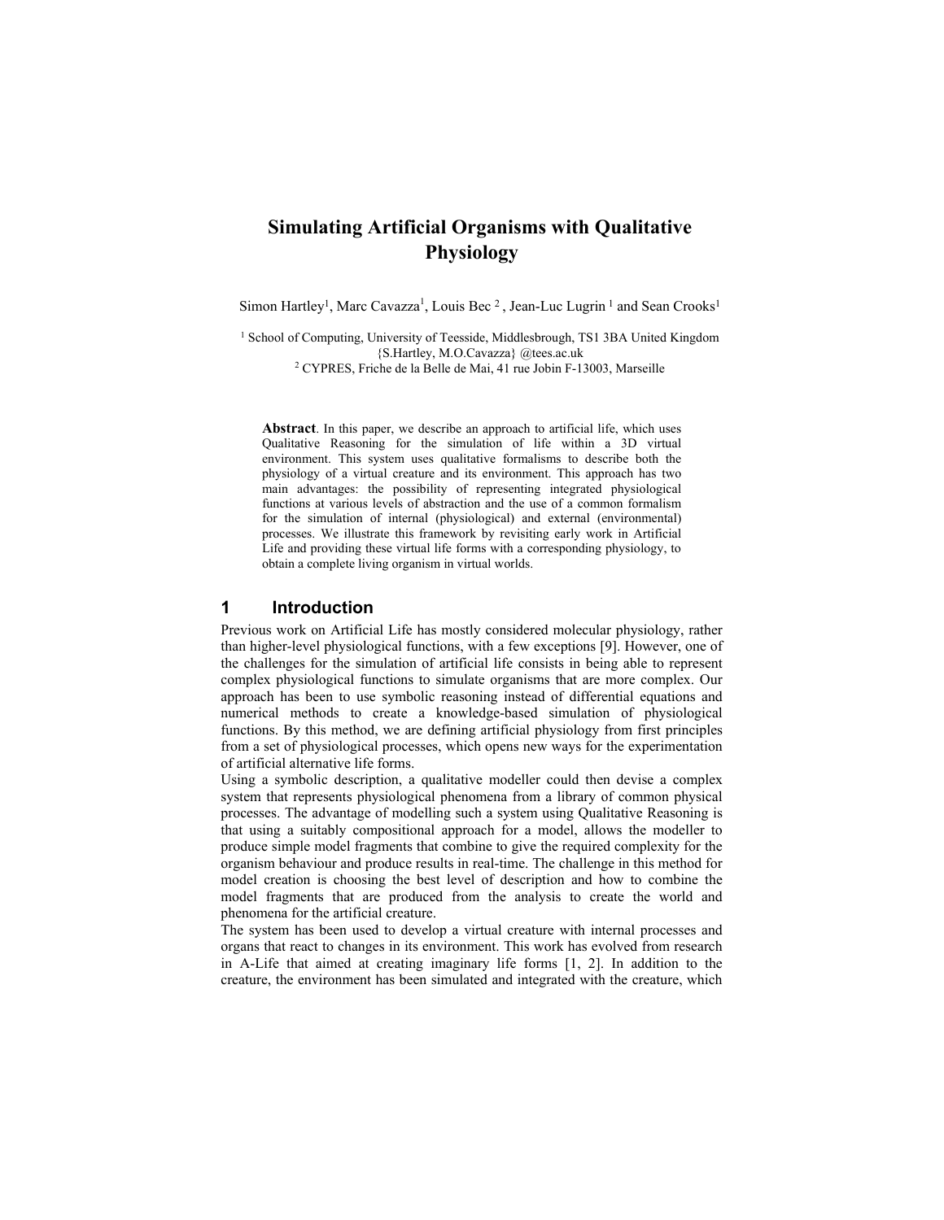# Simulating Artificial Organisms with Qualitative Physiology

Simon Hartley[1], Marc Cavazza[1], Louis Bec [2] , Jean-Luc Lugrin [1] and Sean Crooks[1]

[1] School of Computing, University of Teesside, Middlesbrough, TS1 3BA United Kingdom
{S.Hartley, M.O.Cavazza} @tees.ac.uk
[2] CYPRES, Friche de la Belle de Mai, 41 rue Jobin F-13003, Marseille

**Abstract**. In this paper, we describe an approach to artificial life, which uses Qualitative Reasoning for the simulation of life within a 3D virtual environment. This system uses qualitative formalisms to describe both the physiology of a virtual creature and its environment. This approach has two main advantages: the possibility of representing integrated physiological functions at various levels of abstraction and the use of a common formalism for the simulation of internal (physiological) and external (environmental) processes. We illustrate this framework by revisiting early work in Artificial Life and providing these virtual life forms with a corresponding physiology, to obtain a complete living organism in virtual worlds.

## 1 Introduction

Previous work on Artificial Life has mostly considered molecular physiology, rather than higher-level physiological functions, with a few exceptions [9]. However, one of the challenges for the simulation of artificial life consists in being able to represent complex physiological functions to simulate organisms that are more complex. Our approach has been to use symbolic reasoning instead of differential equations and numerical methods to create a knowledge-based simulation of physiological functions. By this method, we are defining artificial physiology from first principles from a set of physiological processes, which opens new ways for the experimentation of artificial alternative life forms.

Using a symbolic description, a qualitative modeller could then devise a complex system that represents physiological phenomena from a library of common physical processes. The advantage of modelling such a system using Qualitative Reasoning is that using a suitably compositional approach for a model, allows the modeller to produce simple model fragments that combine to give the required complexity for the organism behaviour and produce results in real-time. The challenge in this method for model creation is choosing the best level of description and how to combine the model fragments that are produced from the analysis to create the world and phenomena for the artificial creature.

The system has been used to develop a virtual creature with internal processes and organs that react to changes in its environment. This work has evolved from research in A-Life that aimed at creating imaginary life forms [1, 2]. In addition to the creature, the environment has been simulated and integrated with the creature, which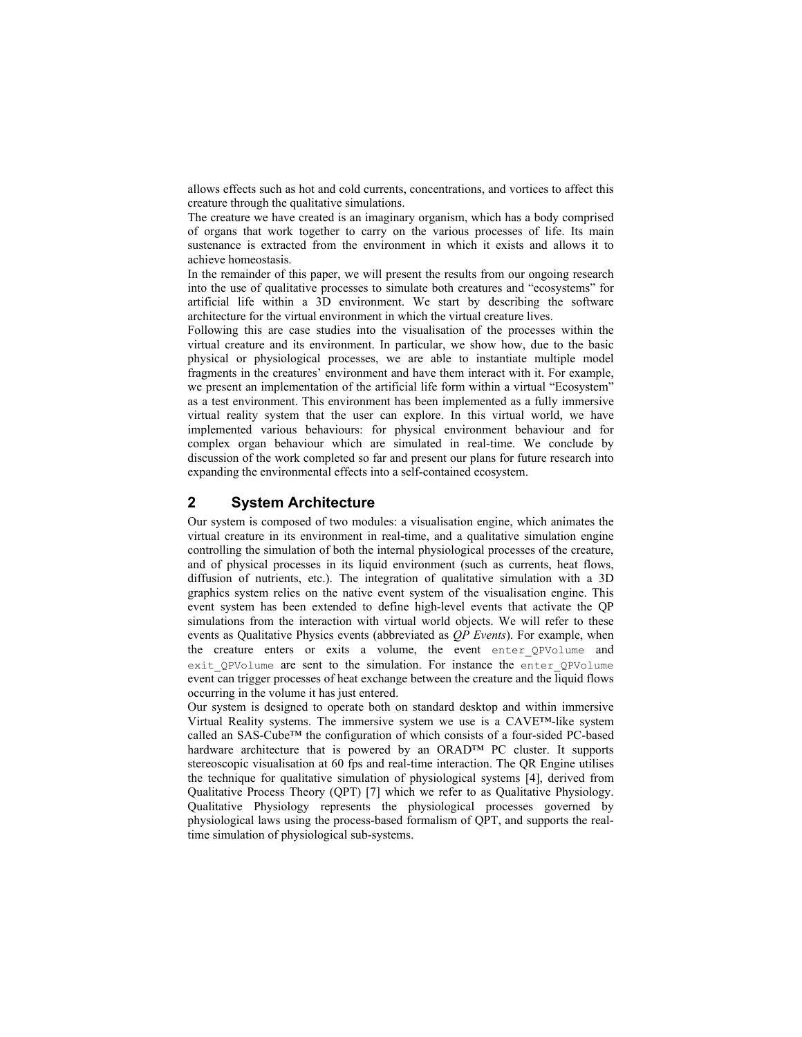allows effects such as hot and cold currents, concentrations, and vortices to affect this creature through the qualitative simulations.

The creature we have created is an imaginary organism, which has a body comprised of organs that work together to carry on the various processes of life. Its main sustenance is extracted from the environment in which it exists and allows it to achieve homeostasis.

In the remainder of this paper, we will present the results from our ongoing research into the use of qualitative processes to simulate both creatures and "ecosystems" for artificial life within a 3D environment. We start by describing the software architecture for the virtual environment in which the virtual creature lives.

Following this are case studies into the visualisation of the processes within the virtual creature and its environment. In particular, we show how, due to the basic physical or physiological processes, we are able to instantiate multiple model fragments in the creatures' environment and have them interact with it. For example, we present an implementation of the artificial life form within a virtual "Ecosystem" as a test environment. This environment has been implemented as a fully immersive virtual reality system that the user can explore. In this virtual world, we have implemented various behaviours: for physical environment behaviour and for complex organ behaviour which are simulated in real-time. We conclude by discussion of the work completed so far and present our plans for future research into expanding the environmental effects into a self-contained ecosystem.

## 2 System Architecture

Our system is composed of two modules: a visualisation engine, which animates the virtual creature in its environment in real-time, and a qualitative simulation engine controlling the simulation of both the internal physiological processes of the creature, and of physical processes in its liquid environment (such as currents, heat flows, diffusion of nutrients, etc.). The integration of qualitative simulation with a 3D graphics system relies on the native event system of the visualisation engine. This event system has been extended to define high-level events that activate the QP simulations from the interaction with virtual world objects. We will refer to these events as Qualitative Physics events (abbreviated as *QP Events*). For example, when the creature enters or exits a volume, the event `enter_QPVolume` and `exit_QPVolume` are sent to the simulation. For instance the `enter_QPVolume` event can trigger processes of heat exchange between the creature and the liquid flows occurring in the volume it has just entered.

Our system is designed to operate both on standard desktop and within immersive Virtual Reality systems. The immersive system we use is a CAVE™-like system called an SAS-Cube™ the configuration of which consists of a four-sided PC-based hardware architecture that is powered by an ORAD™ PC cluster. It supports stereoscopic visualisation at 60 fps and real-time interaction. The QR Engine utilises the technique for qualitative simulation of physiological systems [4], derived from Qualitative Process Theory (QPT) [7] which we refer to as Qualitative Physiology. Qualitative Physiology represents the physiological processes governed by physiological laws using the process-based formalism of QPT, and supports the real-time simulation of physiological sub-systems.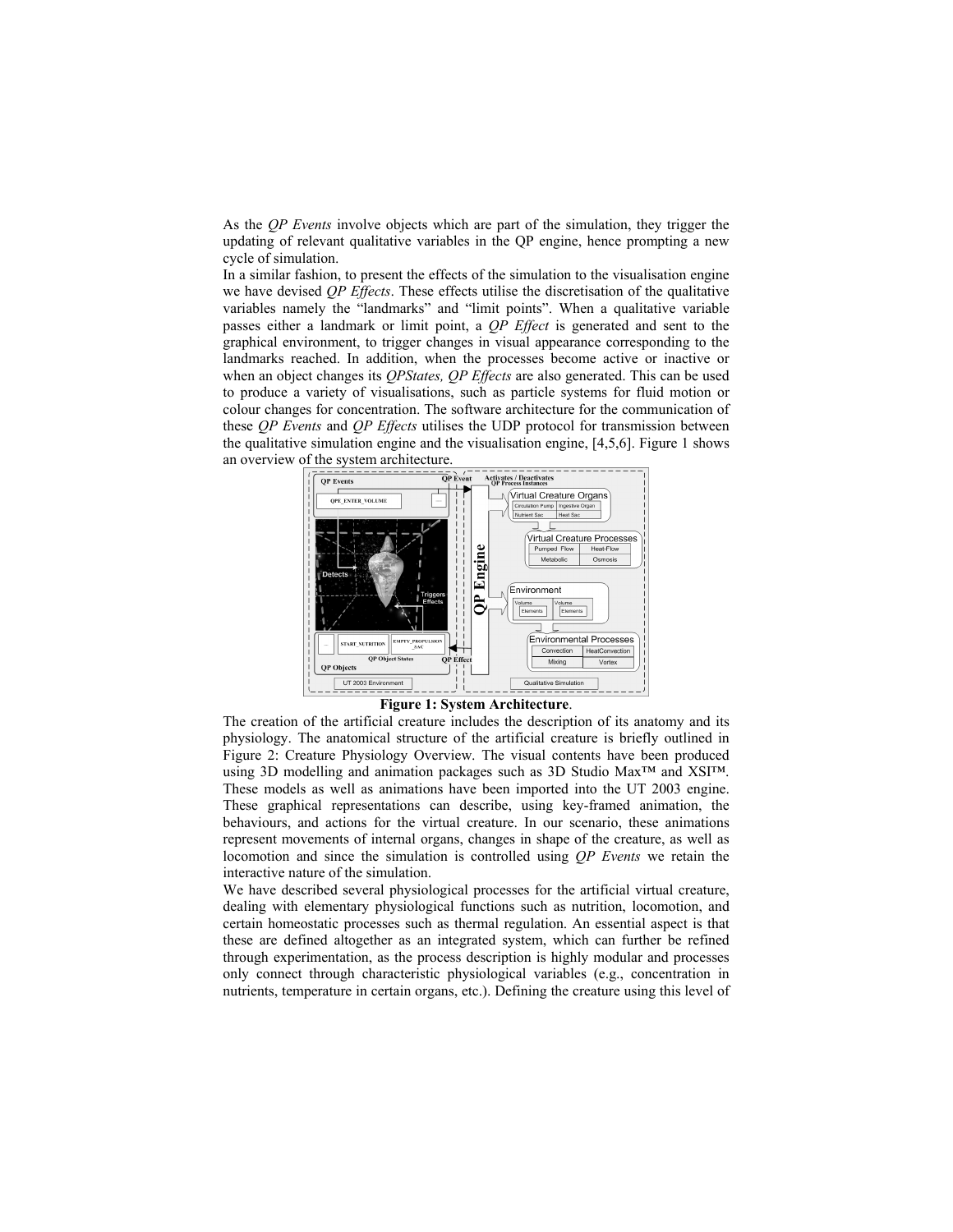As the *QP Events* involve objects which are part of the simulation, they trigger the updating of relevant qualitative variables in the QP engine, hence prompting a new cycle of simulation.

In a similar fashion, to present the effects of the simulation to the visualisation engine we have devised *QP Effects*. These effects utilise the discretisation of the qualitative variables namely the "landmarks" and "limit points". When a qualitative variable passes either a landmark or limit point, a *QP Effect* is generated and sent to the graphical environment, to trigger changes in visual appearance corresponding to the landmarks reached. In addition, when the processes become active or inactive or when an object changes its *QPStates, QP Effects* are also generated. This can be used to produce a variety of visualisations, such as particle systems for fluid motion or colour changes for concentration. The software architecture for the communication of these *QP Events* and *QP Effects* utilises the UDP protocol for transmission between the qualitative simulation engine and the visualisation engine, [4,5,6]. Figure 1 shows an overview of the system architecture.

**Figure 1: System Architecture**.

The creation of the artificial creature includes the description of its anatomy and its physiology. The anatomical structure of the artificial creature is briefly outlined in Figure 2: Creature Physiology Overview. The visual contents have been produced using 3D modelling and animation packages such as 3D Studio Max™ and XSI™. These models as well as animations have been imported into the UT 2003 engine. These graphical representations can describe, using key-framed animation, the behaviours, and actions for the virtual creature. In our scenario, these animations represent movements of internal organs, changes in shape of the creature, as well as locomotion and since the simulation is controlled using *QP Events* we retain the interactive nature of the simulation.

We have described several physiological processes for the artificial virtual creature, dealing with elementary physiological functions such as nutrition, locomotion, and certain homeostatic processes such as thermal regulation. An essential aspect is that these are defined altogether as an integrated system, which can further be refined through experimentation, as the process description is highly modular and processes only connect through characteristic physiological variables (e.g., concentration in nutrients, temperature in certain organs, etc.). Defining the creature using this level of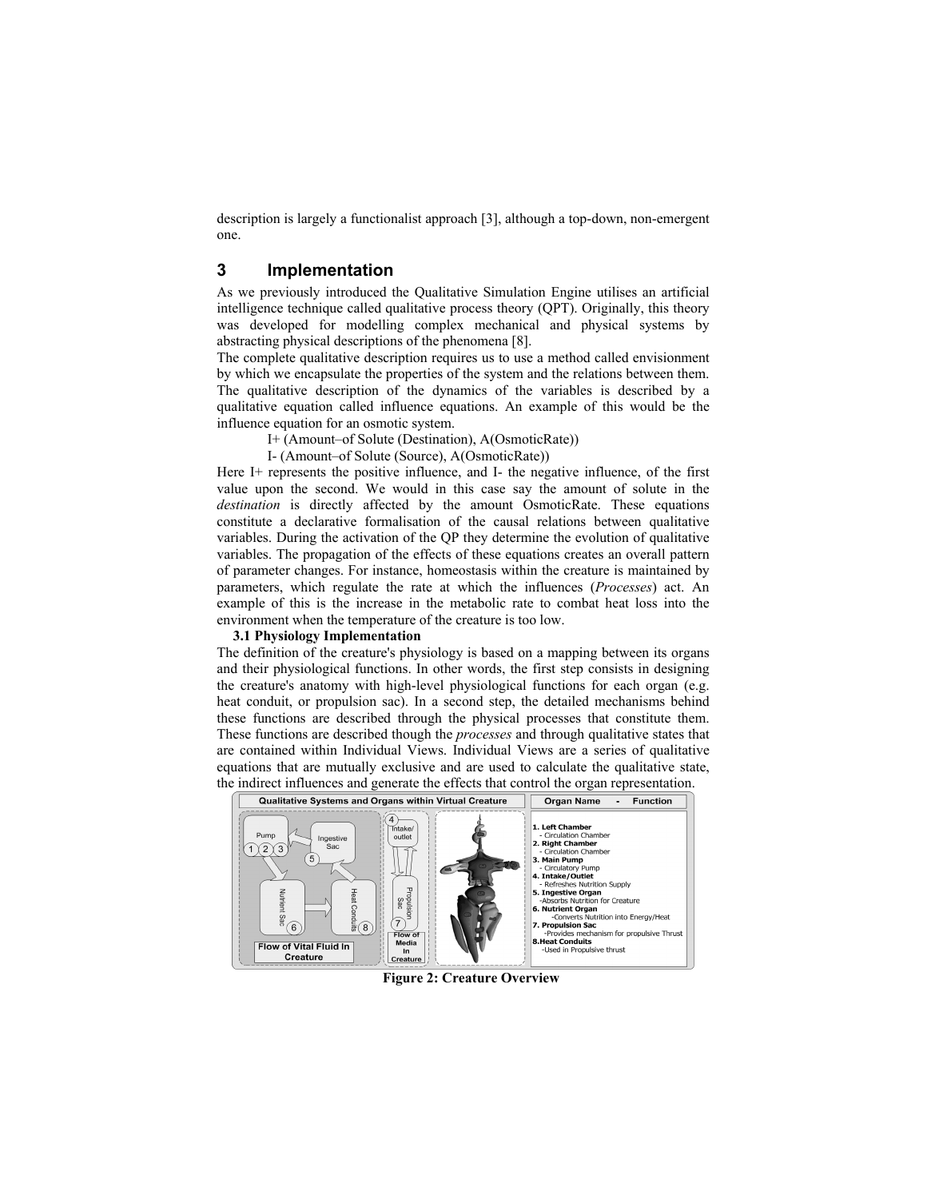description is largely a functionalist approach [3], although a top-down, non-emergent one.

# 3 Implementation

As we previously introduced the Qualitative Simulation Engine utilises an artificial intelligence technique called qualitative process theory (QPT). Originally, this theory was developed for modelling complex mechanical and physical systems by abstracting physical descriptions of the phenomena [8].
The complete qualitative description requires us to use a method called envisionment by which we encapsulate the properties of the system and the relations between them. The qualitative description of the dynamics of the variables is described by a qualitative equation called influence equations. An example of this would be the influence equation for an osmotic system.

I+ (Amount–of Solute (Destination), A(OsmoticRate))

I- (Amount–of Solute (Source), A(OsmoticRate))

Here I+ represents the positive influence, and I- the negative influence, of the first value upon the second. We would in this case say the amount of solute in the *destination* is directly affected by the amount OsmoticRate. These equations constitute a declarative formalisation of the causal relations between qualitative variables. During the activation of the QP they determine the evolution of qualitative variables. The propagation of the effects of these equations creates an overall pattern of parameter changes. For instance, homeostasis within the creature is maintained by parameters, which regulate the rate at which the influences (*Processes*) act. An example of this is the increase in the metabolic rate to combat heat loss into the environment when the temperature of the creature is too low.

**3.1 Physiology Implementation**

The definition of the creature's physiology is based on a mapping between its organs and their physiological functions. In other words, the first step consists in designing the creature's anatomy with high-level physiological functions for each organ (e.g. heat conduit, or propulsion sac). In a second step, the detailed mechanisms behind these functions are described through the physical processes that constitute them. These functions are described though the *processes* and through qualitative states that are contained within Individual Views. Individual Views are a series of qualitative equations that are mutually exclusive and are used to calculate the qualitative state, the indirect influences and generate the effects that control the organ representation.

| Organ Name - Function |
|---|
| **1. Left Chamber** - Circulation Chamber |
| **2. Right Chamber** - Circulation Chamber |
| **3. Main Pump** - Circulatory Pump |
| **4. Intake/Outlet** - Refreshes Nutrition Supply |
| **5. Ingestive Organ** - Absorbs Nutrition for Creature |
| **6. Nutrient Organ** - Converts Nutrition into Energy/Heat |
| **7. Propulsion Sac** - Provides mechanism for propulsive Thrust |
| **8. Heat Conduits** - Used in Propulsive thrust |

**Figure 2: Creature Overview**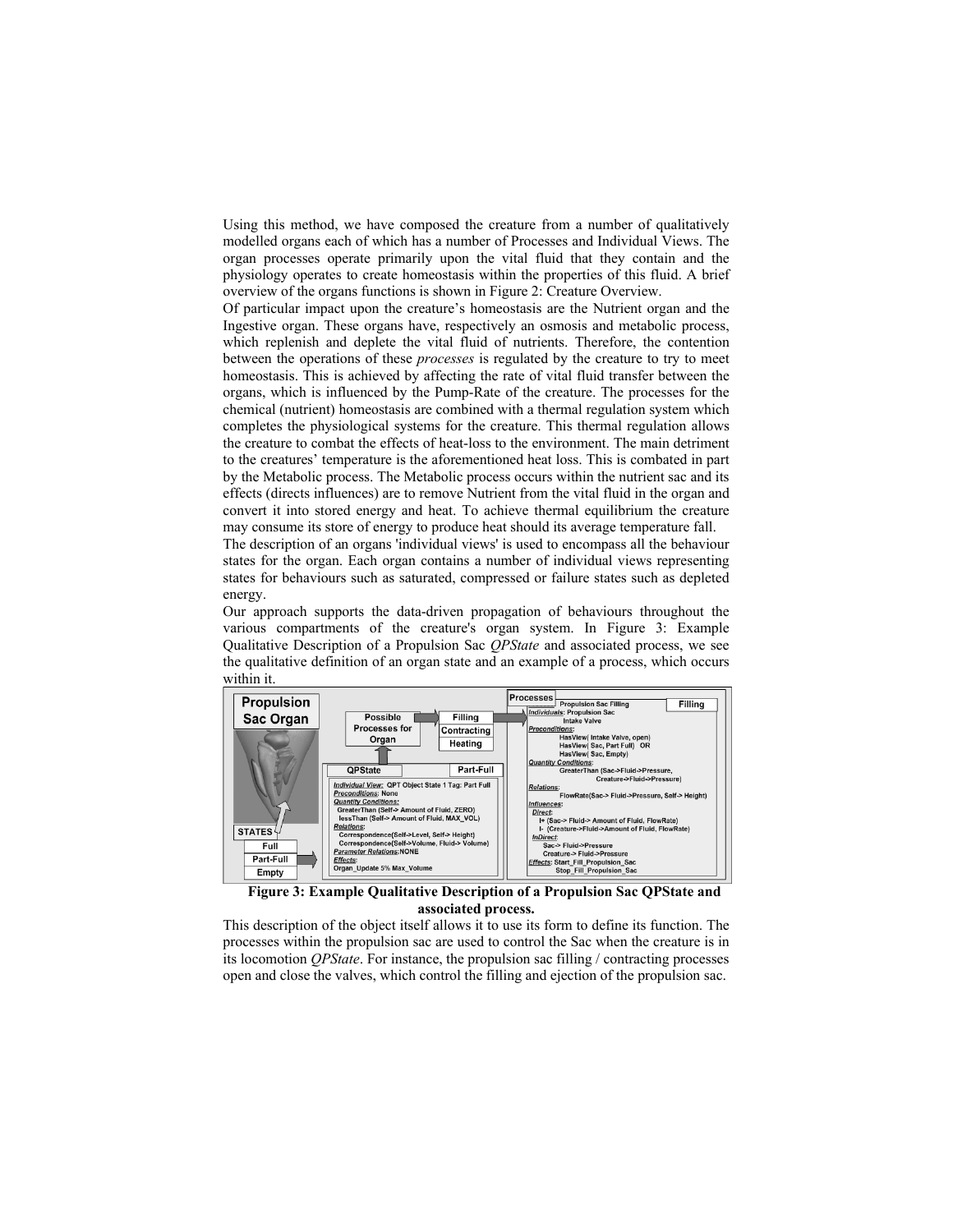Using this method, we have composed the creature from a number of qualitatively modelled organs each of which has a number of Processes and Individual Views. The organ processes operate primarily upon the vital fluid that they contain and the physiology operates to create homeostasis within the properties of this fluid. A brief overview of the organs functions is shown in Figure 2: Creature Overview.

Of particular impact upon the creature's homeostasis are the Nutrient organ and the Ingestive organ. These organs have, respectively an osmosis and metabolic process, which replenish and deplete the vital fluid of nutrients. Therefore, the contention between the operations of these *processes* is regulated by the creature to try to meet homeostasis. This is achieved by affecting the rate of vital fluid transfer between the organs, which is influenced by the Pump-Rate of the creature. The processes for the chemical (nutrient) homeostasis are combined with a thermal regulation system which completes the physiological systems for the creature. This thermal regulation allows the creature to combat the effects of heat-loss to the environment. The main detriment to the creatures' temperature is the aforementioned heat loss. This is combated in part by the Metabolic process. The Metabolic process occurs within the nutrient sac and its effects (directs influences) are to remove Nutrient from the vital fluid in the organ and convert it into stored energy and heat. To achieve thermal equilibrium the creature may consume its store of energy to produce heat should its average temperature fall.

The description of an organs 'individual views' is used to encompass all the behaviour states for the organ. Each organ contains a number of individual views representing states for behaviours such as saturated, compressed or failure states such as depleted energy.

Our approach supports the data-driven propagation of behaviours throughout the various compartments of the creature's organ system. In Figure 3: Example Qualitative Description of a Propulsion Sac *QPState* and associated process, we see the qualitative definition of an organ state and an example of a process, which occurs within it.

Propulsion Sac Organ

STATES
Full
Part-Full
Empty

Possible Processes for Organ
Filling
Contracting
Heating

QPState Part-Full
Individual View: QPT Object State 1 Tag: Part Full
Preconditions: None
Quantity Conditions:
GreaterThan (Self-> Amount of Fluid, ZERO)
lessThan (Self-> Amount of Fluid, MAX_VOL)
Relations:
Correspondence(Self->Level, Self-> Height)
Correspondence(Self->Volume, Fluid-> Volume)
Parameter Relations: NONE
Effects:
Organ_Update 5% Max_Volume

Processes
Propulsion Sac Filling Filling
Individuals: Propulsion Sac
Intake Valve
Preconditions:
HasView( Intake Valve, open)
HasView( Sac, Part Full) OR
HasView( Sac, Empty)
Quantity Conditions:
GreaterThan (Sac->Fluid->Pressure,
Creature->Fluid->Pressure)
Relations:
FlowRate(Sac-> Fluid->Pressure, Self-> Height)
Influences:
Direct:
I+ (Sac-> Fluid-> Amount of Fluid, FlowRate)
I- (Creature->Fluid->Amount of Fluid, FlowRate)
InDirect:
Sac-> Fluid->Pressure
Creature-> Fluid->Pressure
Effects: Start_Fill_Propulsion_Sac
Stop_Fill_Propulsion_Sac

**Figure 3: Example Qualitative Description of a Propulsion Sac QPState and associated process.**

This description of the object itself allows it to use its form to define its function. The processes within the propulsion sac are used to control the Sac when the creature is in its locomotion *QPState*. For instance, the propulsion sac filling / contracting processes open and close the valves, which control the filling and ejection of the propulsion sac.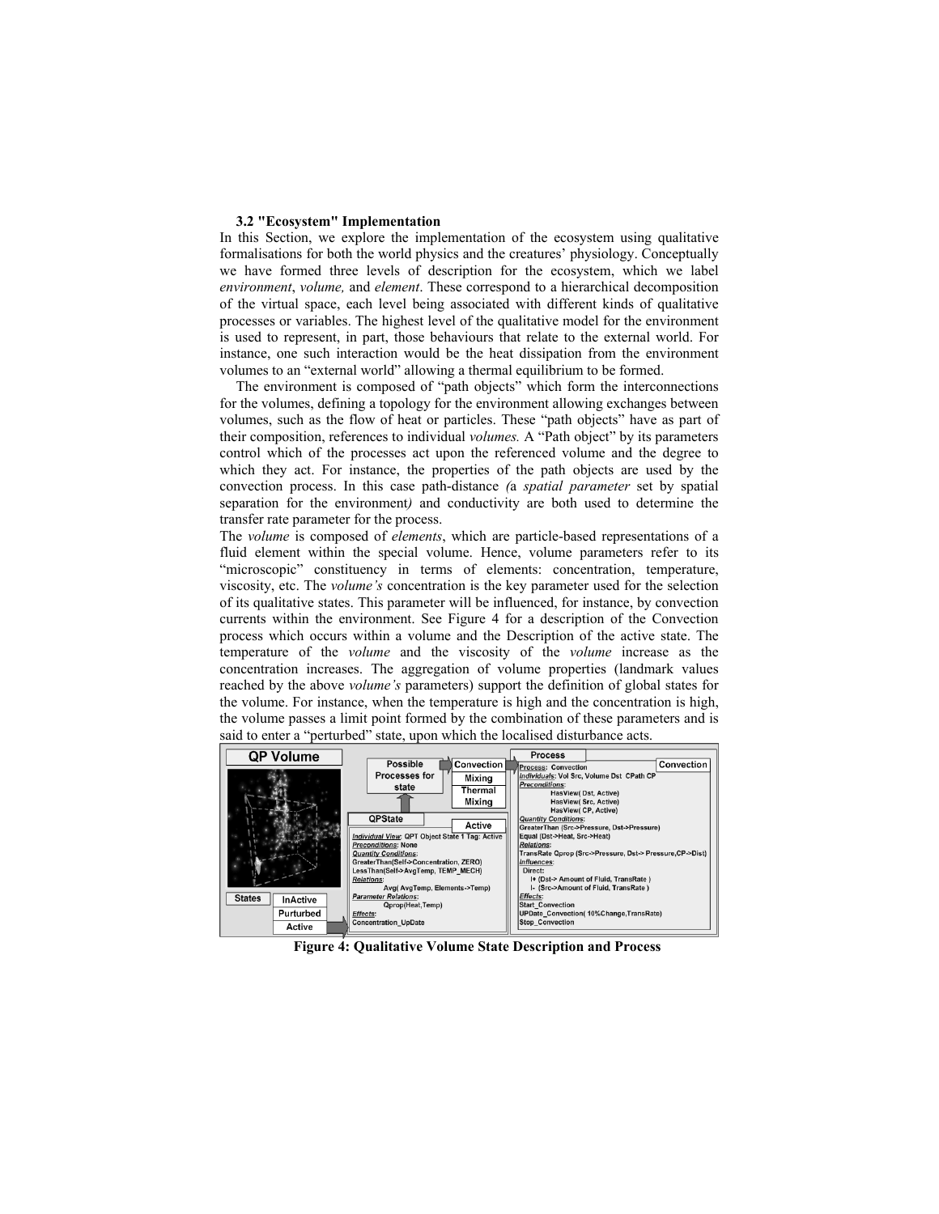### 3.2 "Ecosystem" Implementation

In this Section, we explore the implementation of the ecosystem using qualitative formalisations for both the world physics and the creatures' physiology. Conceptually we have formed three levels of description for the ecosystem, which we label *environment*, *volume,* and *element*. These correspond to a hierarchical decomposition of the virtual space, each level being associated with different kinds of qualitative processes or variables. The highest level of the qualitative model for the environment is used to represent, in part, those behaviours that relate to the external world. For instance, one such interaction would be the heat dissipation from the environment volumes to an "external world" allowing a thermal equilibrium to be formed.

The environment is composed of "path objects" which form the interconnections for the volumes, defining a topology for the environment allowing exchanges between volumes, such as the flow of heat or particles. These "path objects" have as part of their composition, references to individual *volumes.* A "Path object" by its parameters control which of the processes act upon the referenced volume and the degree to which they act. For instance, the properties of the path objects are used by the convection process. In this case path-distance *(*a *spatial parameter* set by spatial separation for the environment*)* and conductivity are both used to determine the transfer rate parameter for the process.

The *volume* is composed of *elements*, which are particle-based representations of a fluid element within the special volume. Hence, volume parameters refer to its "microscopic" constituency in terms of elements: concentration, temperature, viscosity, etc. The *volume's* concentration is the key parameter used for the selection of its qualitative states. This parameter will be influenced, for instance, by convection currents within the environment. See Figure 4 for a description of the Convection process which occurs within a volume and the Description of the active state. The temperature of the *volume* and the viscosity of the *volume* increase as the concentration increases. The aggregation of volume properties (landmark values reached by the above *volume's* parameters) support the definition of global states for the volume. For instance, when the temperature is high and the concentration is high, the volume passes a limit point formed by the combination of these parameters and is said to enter a "perturbed" state, upon which the localised disturbance acts.

**Figure 4: Qualitative Volume State Description and Process**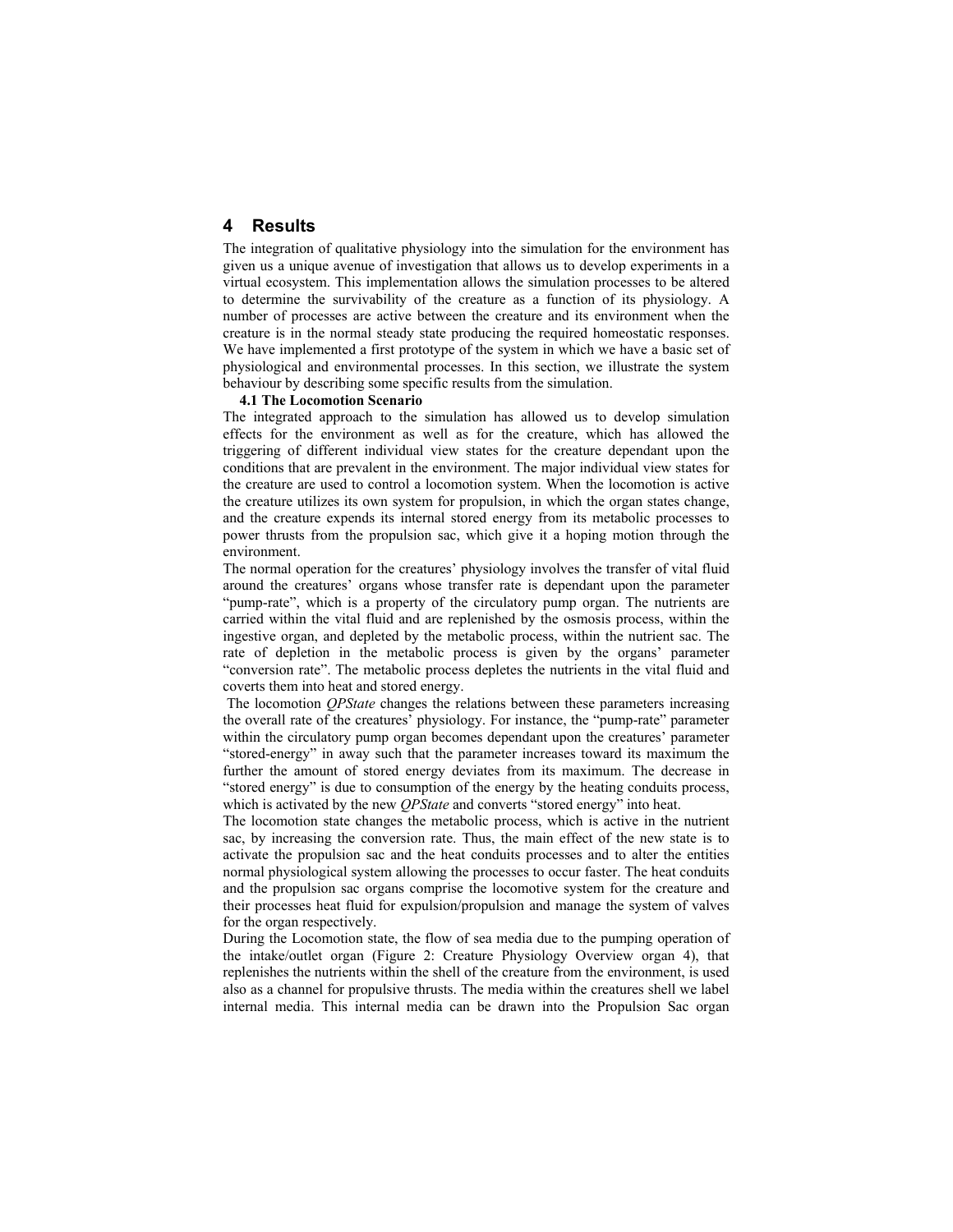# 4 Results

The integration of qualitative physiology into the simulation for the environment has given us a unique avenue of investigation that allows us to develop experiments in a virtual ecosystem. This implementation allows the simulation processes to be altered to determine the survivability of the creature as a function of its physiology. A number of processes are active between the creature and its environment when the creature is in the normal steady state producing the required homeostatic responses. We have implemented a first prototype of the system in which we have a basic set of physiological and environmental processes. In this section, we illustrate the system behaviour by describing some specific results from the simulation.

## 4.1 The Locomotion Scenario

The integrated approach to the simulation has allowed us to develop simulation effects for the environment as well as for the creature, which has allowed the triggering of different individual view states for the creature dependant upon the conditions that are prevalent in the environment. The major individual view states for the creature are used to control a locomotion system. When the locomotion is active the creature utilizes its own system for propulsion, in which the organ states change, and the creature expends its internal stored energy from its metabolic processes to power thrusts from the propulsion sac, which give it a hoping motion through the environment.

The normal operation for the creatures' physiology involves the transfer of vital fluid around the creatures' organs whose transfer rate is dependant upon the parameter "pump-rate", which is a property of the circulatory pump organ. The nutrients are carried within the vital fluid and are replenished by the osmosis process, within the ingestive organ, and depleted by the metabolic process, within the nutrient sac. The rate of depletion in the metabolic process is given by the organs' parameter "conversion rate". The metabolic process depletes the nutrients in the vital fluid and coverts them into heat and stored energy.

The locomotion *QPState* changes the relations between these parameters increasing the overall rate of the creatures' physiology. For instance, the "pump-rate" parameter within the circulatory pump organ becomes dependant upon the creatures' parameter "stored-energy" in away such that the parameter increases toward its maximum the further the amount of stored energy deviates from its maximum. The decrease in "stored energy" is due to consumption of the energy by the heating conduits process, which is activated by the new *QPState* and converts "stored energy" into heat.

The locomotion state changes the metabolic process, which is active in the nutrient sac, by increasing the conversion rate. Thus, the main effect of the new state is to activate the propulsion sac and the heat conduits processes and to alter the entities normal physiological system allowing the processes to occur faster. The heat conduits and the propulsion sac organs comprise the locomotive system for the creature and their processes heat fluid for expulsion/propulsion and manage the system of valves for the organ respectively.

During the Locomotion state, the flow of sea media due to the pumping operation of the intake/outlet organ (Figure 2: Creature Physiology Overview organ 4), that replenishes the nutrients within the shell of the creature from the environment, is used also as a channel for propulsive thrusts. The media within the creatures shell we label internal media. This internal media can be drawn into the Propulsion Sac organ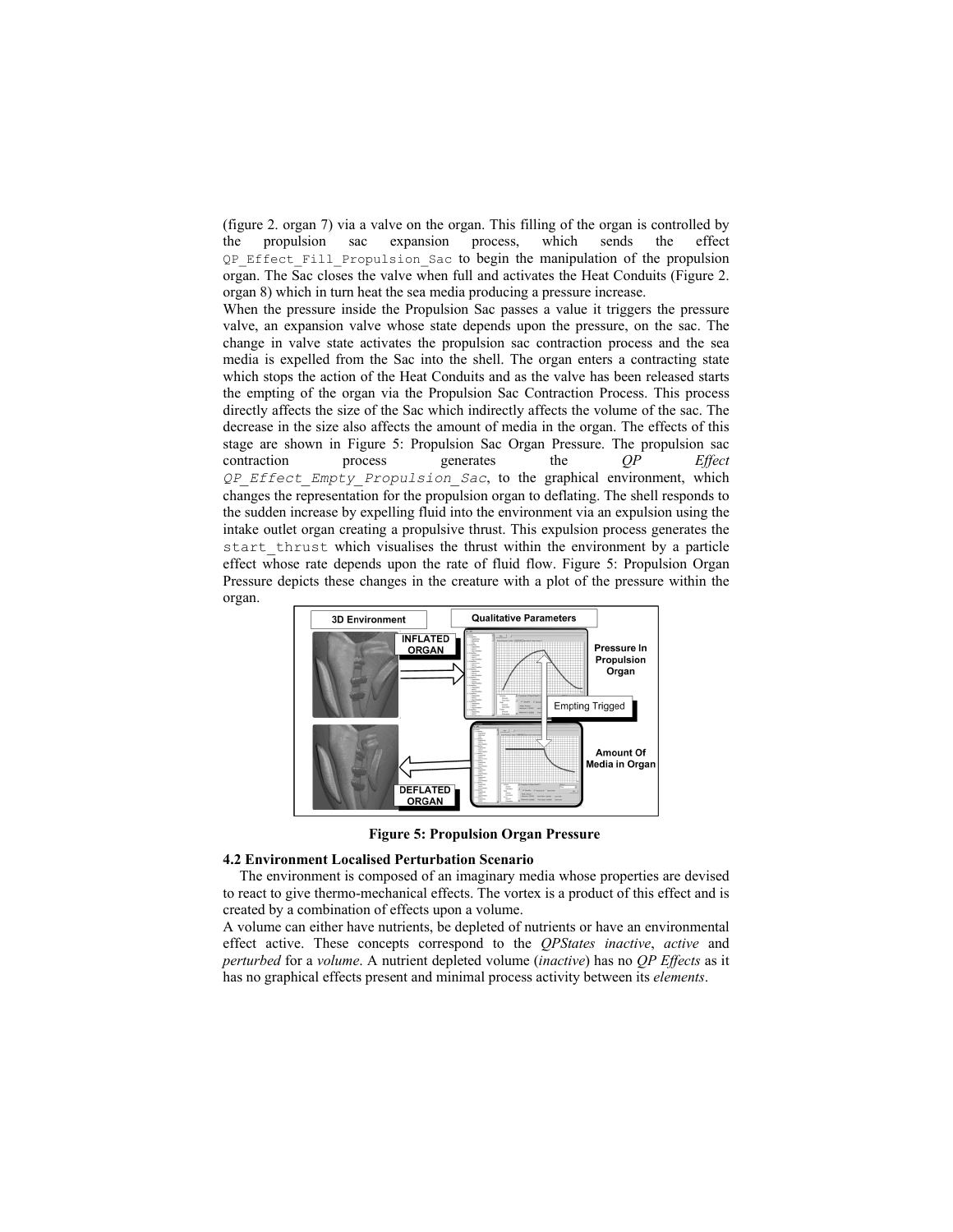(figure 2. organ 7) via a valve on the organ. This filling of the organ is controlled by the propulsion sac expansion process, which sends the effect `QP_Effect_Fill_Propulsion_Sac` to begin the manipulation of the propulsion organ. The Sac closes the valve when full and activates the Heat Conduits (Figure 2. organ 8) which in turn heat the sea media producing a pressure increase.

When the pressure inside the Propulsion Sac passes a value it triggers the pressure valve, an expansion valve whose state depends upon the pressure, on the sac. The change in valve state activates the propulsion sac contraction process and the sea media is expelled from the Sac into the shell. The organ enters a contracting state which stops the action of the Heat Conduits and as the valve has been released starts the empting of the organ via the Propulsion Sac Contraction Process. This process directly affects the size of the Sac which indirectly affects the volume of the sac. The decrease in the size also affects the amount of media in the organ. The effects of this stage are shown in Figure 5: Propulsion Sac Organ Pressure. The propulsion sac contraction process generates the *QP Effect* `QP_Effect_Empty_Propulsion_Sac`, to the graphical environment, which changes the representation for the propulsion organ to deflating. The shell responds to the sudden increase by expelling fluid into the environment via an expulsion using the intake outlet organ creating a propulsive thrust. This expulsion process generates the `start_thrust` which visualises the thrust within the environment by a particle effect whose rate depends upon the rate of fluid flow. Figure 5: Propulsion Organ Pressure depicts these changes in the creature with a plot of the pressure within the organ.

3D Environment

Qualitative Parameters

INFLATED ORGAN

Pressure In Propulsion Organ

Empting Trigged

Amount Of Media in Organ

DEFLATED ORGAN

**Figure 5: Propulsion Organ Pressure**

### 4.2 Environment Localised Perturbation Scenario

The environment is composed of an imaginary media whose properties are devised to react to give thermo-mechanical effects. The vortex is a product of this effect and is created by a combination of effects upon a volume.

A volume can either have nutrients, be depleted of nutrients or have an environmental effect active. These concepts correspond to the *QPStates inactive*, *active* and *perturbed* for a *volume*. A nutrient depleted volume (*inactive*) has no *QP Effects* as it has no graphical effects present and minimal process activity between its *elements*.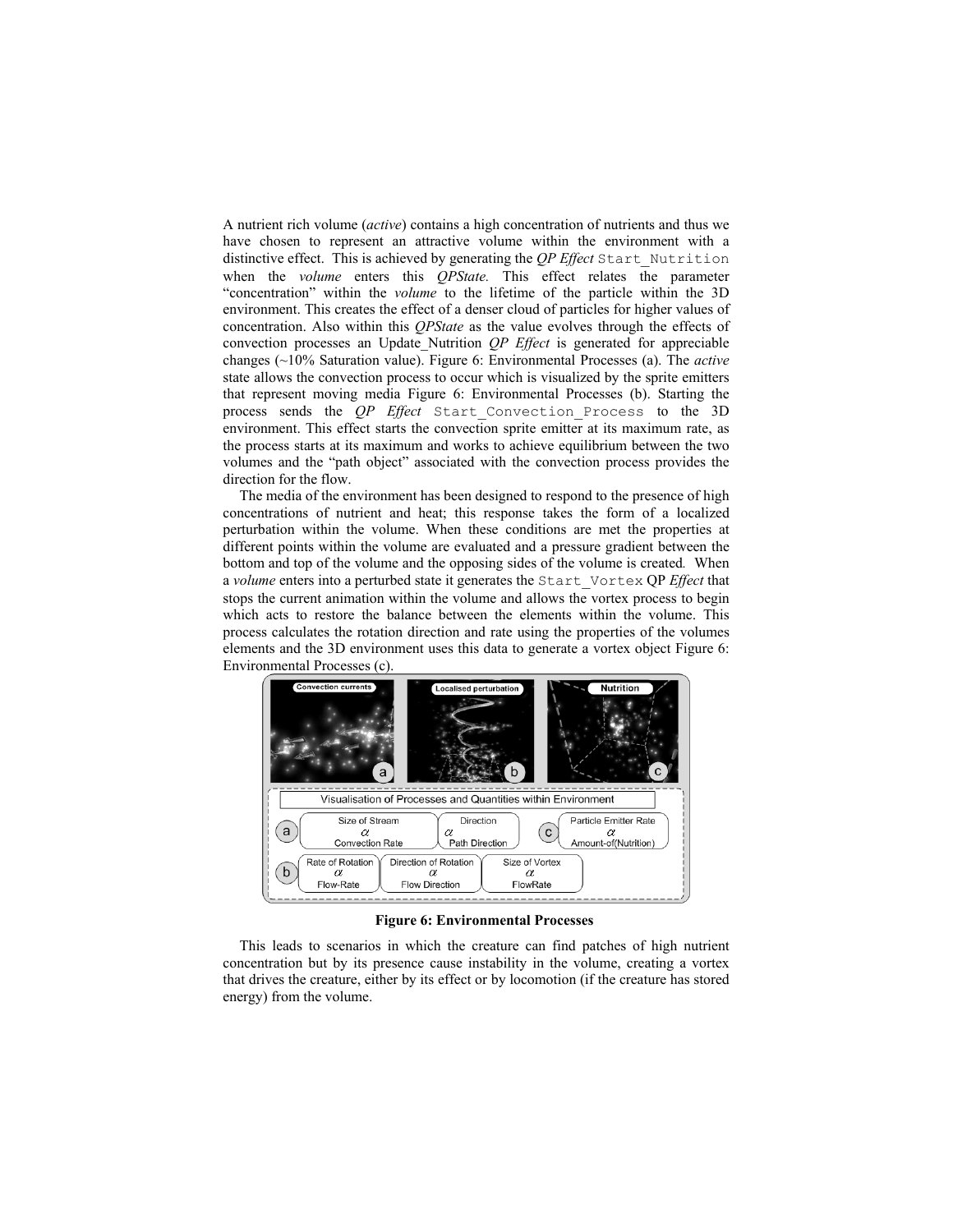A nutrient rich volume (*active*) contains a high concentration of nutrients and thus we have chosen to represent an attractive volume within the environment with a distinctive effect. This is achieved by generating the *QP Effect* `Start_Nutrition` when the *volume* enters this *QPState.* This effect relates the parameter "concentration" within the *volume* to the lifetime of the particle within the 3D environment. This creates the effect of a denser cloud of particles for higher values of concentration. Also within this *QPState* as the value evolves through the effects of convection processes an Update_Nutrition *QP Effect* is generated for appreciable changes (~10% Saturation value). Figure 6: Environmental Processes (a). The *active* state allows the convection process to occur which is visualized by the sprite emitters that represent moving media Figure 6: Environmental Processes (b). Starting the process sends the *QP Effect* `Start_Convection_Process` to the 3D environment. This effect starts the convection sprite emitter at its maximum rate, as the process starts at its maximum and works to achieve equilibrium between the two volumes and the "path object" associated with the convection process provides the direction for the flow.

The media of the environment has been designed to respond to the presence of high concentrations of nutrient and heat; this response takes the form of a localized perturbation within the volume. When these conditions are met the properties at different points within the volume are evaluated and a pressure gradient between the bottom and top of the volume and the opposing sides of the volume is created. When a *volume* enters into a perturbed state it generates the `Start_Vortex` QP *Effect* that stops the current animation within the volume and allows the vortex process to begin which acts to restore the balance between the elements within the volume. This process calculates the rotation direction and rate using the properties of the volumes elements and the 3D environment uses this data to generate a vortex object Figure 6: Environmental Processes (c).

Visualisation of Processes and Quantities within Environment

| | | | |
|---|---|---|---|
| a | Size of Stream $\alpha$ Convection Rate | Direction $\alpha$ Path Direction | |
| c | Particle Emitter Rate $\alpha$ Amount-of(Nutrition) | | |
| b | Rate of Rotation $\alpha$ Flow-Rate | Direction of Rotation $\alpha$ Flow Direction | Size of Vortex $\alpha$ FlowRate |

**Figure 6: Environmental Processes**

This leads to scenarios in which the creature can find patches of high nutrient concentration but by its presence cause instability in the volume, creating a vortex that drives the creature, either by its effect or by locomotion (if the creature has stored energy) from the volume.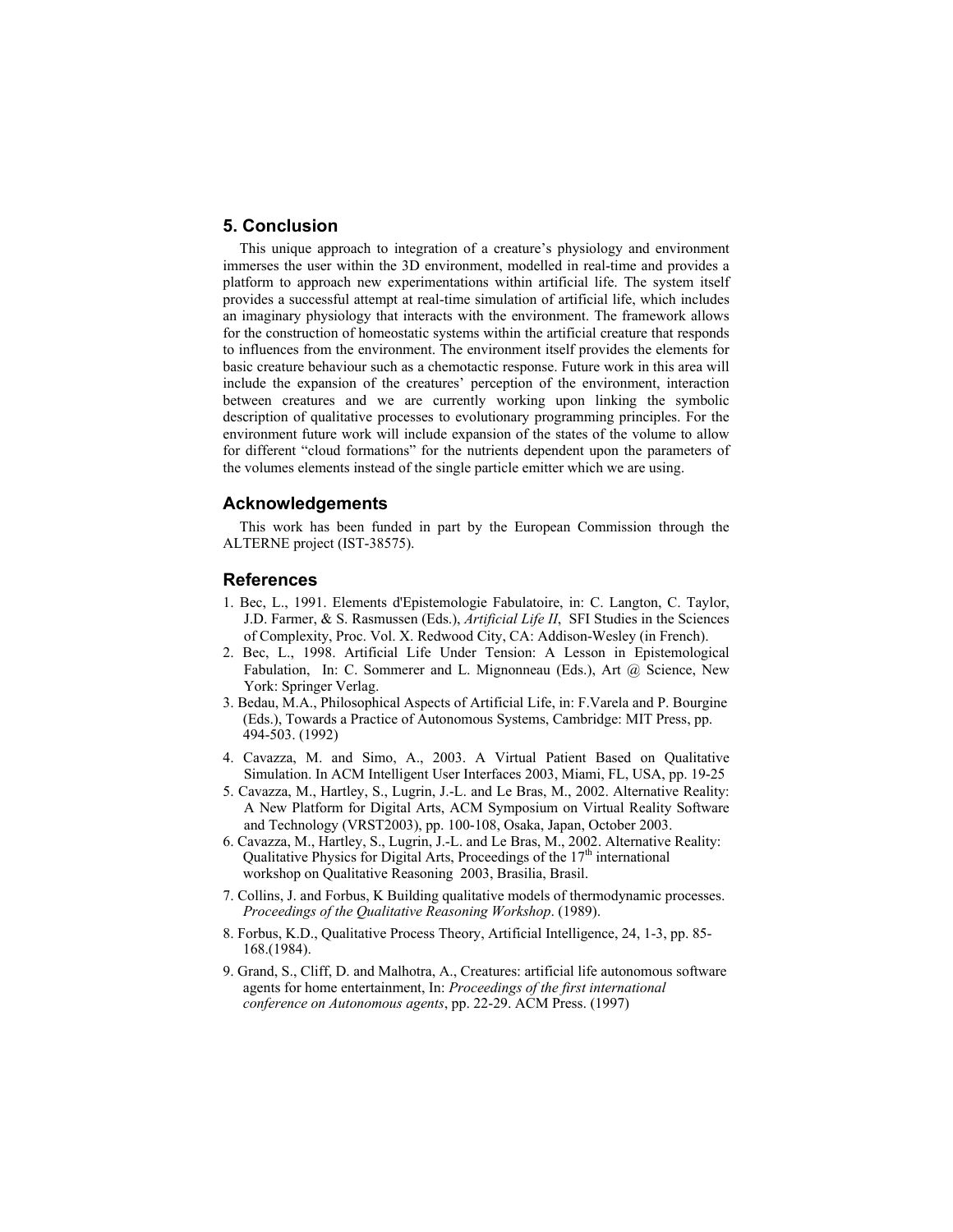## 5. Conclusion

This unique approach to integration of a creature's physiology and environment immerses the user within the 3D environment, modelled in real-time and provides a platform to approach new experimentations within artificial life. The system itself provides a successful attempt at real-time simulation of artificial life, which includes an imaginary physiology that interacts with the environment. The framework allows for the construction of homeostatic systems within the artificial creature that responds to influences from the environment. The environment itself provides the elements for basic creature behaviour such as a chemotactic response. Future work in this area will include the expansion of the creatures' perception of the environment, interaction between creatures and we are currently working upon linking the symbolic description of qualitative processes to evolutionary programming principles. For the environment future work will include expansion of the states of the volume to allow for different "cloud formations" for the nutrients dependent upon the parameters of the volumes elements instead of the single particle emitter which we are using.

## Acknowledgements

This work has been funded in part by the European Commission through the ALTERNE project (IST-38575).

## References

1. Bec, L., 1991. Elements d'Epistemologie Fabulatoire, in: C. Langton, C. Taylor, J.D. Farmer, & S. Rasmussen (Eds.), *Artificial Life II*, SFI Studies in the Sciences of Complexity, Proc. Vol. X. Redwood City, CA: Addison-Wesley (in French).
2. Bec, L., 1998. Artificial Life Under Tension: A Lesson in Epistemological Fabulation, In: C. Sommerer and L. Mignonneau (Eds.), Art @ Science, New York: Springer Verlag.
3. Bedau, M.A., Philosophical Aspects of Artificial Life, in: F.Varela and P. Bourgine (Eds.), Towards a Practice of Autonomous Systems, Cambridge: MIT Press, pp. 494-503. (1992)
4. Cavazza, M. and Simo, A., 2003. A Virtual Patient Based on Qualitative Simulation. In ACM Intelligent User Interfaces 2003, Miami, FL, USA, pp. 19-25
5. Cavazza, M., Hartley, S., Lugrin, J.-L. and Le Bras, M., 2002. Alternative Reality: A New Platform for Digital Arts, ACM Symposium on Virtual Reality Software and Technology (VRST2003), pp. 100-108, Osaka, Japan, October 2003.
6. Cavazza, M., Hartley, S., Lugrin, J.-L. and Le Bras, M., 2002. Alternative Reality: Qualitative Physics for Digital Arts, Proceedings of the 17th international workshop on Qualitative Reasoning 2003, Brasilia, Brasil.
7. Collins, J. and Forbus, K Building qualitative models of thermodynamic processes. *Proceedings of the Qualitative Reasoning Workshop*. (1989).
8. Forbus, K.D., Qualitative Process Theory, Artificial Intelligence, 24, 1-3, pp. 85-168.(1984).
9. Grand, S., Cliff, D. and Malhotra, A., Creatures: artificial life autonomous software agents for home entertainment, In: *Proceedings of the first international conference on Autonomous agents*, pp. 22-29. ACM Press. (1997)